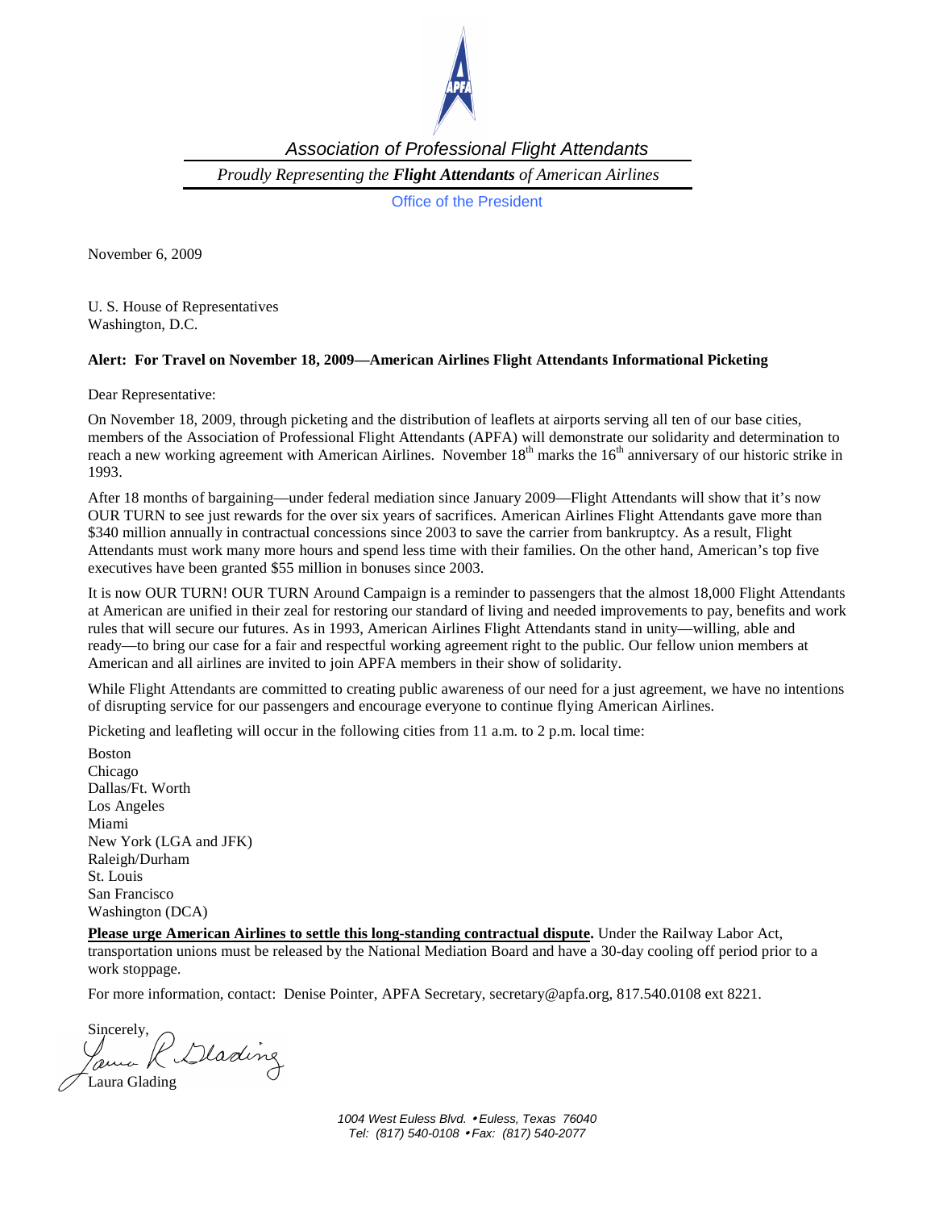*Association of Professional Flight Attendants*

*Proudly Representing the **Flight Attendants** of American Airlines*

Office of the President

November 6, 2009

U. S. House of Representatives
Washington, D.C.

**Alert: For Travel on November 18, 2009—American Airlines Flight Attendants Informational Picketing**

Dear Representative:

On November 18, 2009, through picketing and the distribution of leaflets at airports serving all ten of our base cities, members of the Association of Professional Flight Attendants (APFA) will demonstrate our solidarity and determination to reach a new working agreement with American Airlines. November 18th marks the 16th anniversary of our historic strike in 1993.

After 18 months of bargaining—under federal mediation since January 2009—Flight Attendants will show that it's now OUR TURN to see just rewards for the over six years of sacrifices. American Airlines Flight Attendants gave more than $340 million annually in contractual concessions since 2003 to save the carrier from bankruptcy. As a result, Flight Attendants must work many more hours and spend less time with their families. On the other hand, American's top five executives have been granted $55 million in bonuses since 2003.

It is now OUR TURN! OUR TURN Around Campaign is a reminder to passengers that the almost 18,000 Flight Attendants at American are unified in their zeal for restoring our standard of living and needed improvements to pay, benefits and work rules that will secure our futures. As in 1993, American Airlines Flight Attendants stand in unity—willing, able and ready—to bring our case for a fair and respectful working agreement right to the public. Our fellow union members at American and all airlines are invited to join APFA members in their show of solidarity.

While Flight Attendants are committed to creating public awareness of our need for a just agreement, we have no intentions of disrupting service for our passengers and encourage everyone to continue flying American Airlines.

Picketing and leafleting will occur in the following cities from 11 a.m. to 2 p.m. local time:

Boston
Chicago
Dallas/Ft. Worth
Los Angeles
Miami
New York (LGA and JFK)
Raleigh/Durham
St. Louis
San Francisco
Washington (DCA)

**Please urge American Airlines to settle this long-standing contractual dispute.** Under the Railway Labor Act, transportation unions must be released by the National Mediation Board and have a 30-day cooling off period prior to a work stoppage.

For more information, contact: Denise Pointer, APFA Secretary, secretary@apfa.org, 817.540.0108 ext 8221.

Sincerely,

Laura Glading

*1004 West Euless Blvd. • Euless, Texas 76040*
*Tel: (817) 540-0108 • Fax: (817) 540-2077*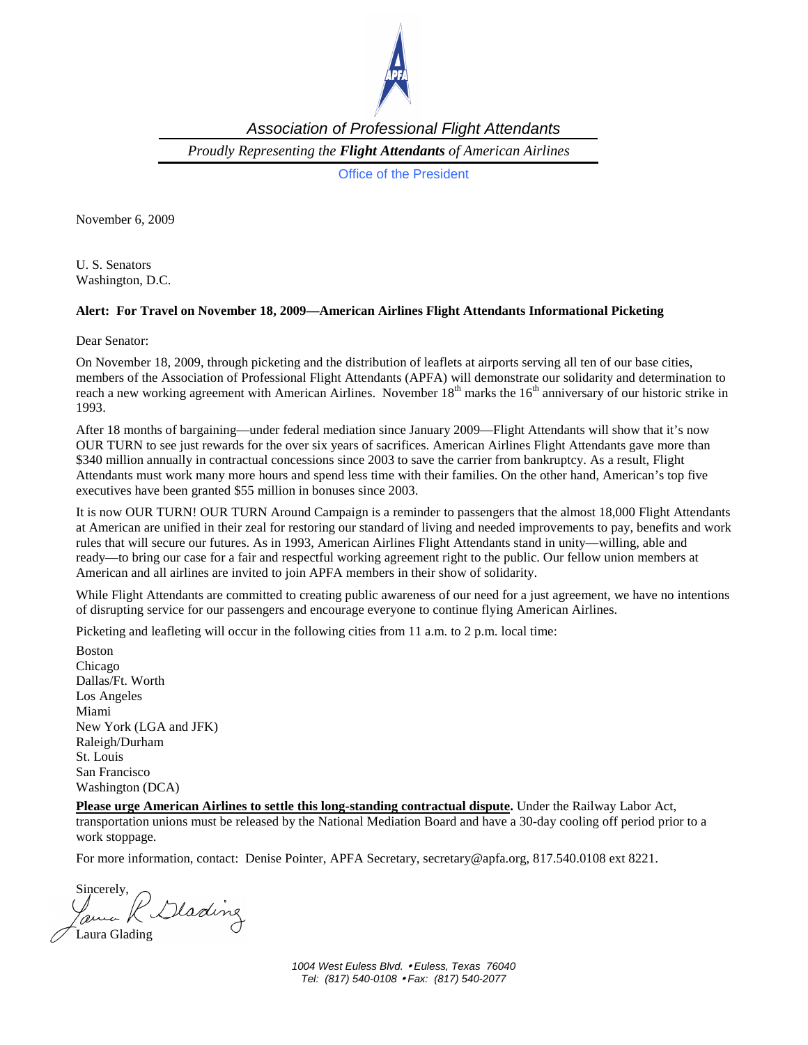*Association of Professional Flight Attendants*

*Proudly Representing the **Flight Attendants** of American Airlines*

Office of the President

November 6, 2009

U. S. Senators
Washington, D.C.

**Alert: For Travel on November 18, 2009—American Airlines Flight Attendants Informational Picketing**

Dear Senator:

On November 18, 2009, through picketing and the distribution of leaflets at airports serving all ten of our base cities, members of the Association of Professional Flight Attendants (APFA) will demonstrate our solidarity and determination to reach a new working agreement with American Airlines. November 18th marks the 16th anniversary of our historic strike in 1993.

After 18 months of bargaining—under federal mediation since January 2009—Flight Attendants will show that it's now OUR TURN to see just rewards for the over six years of sacrifices. American Airlines Flight Attendants gave more than $340 million annually in contractual concessions since 2003 to save the carrier from bankruptcy. As a result, Flight Attendants must work many more hours and spend less time with their families. On the other hand, American's top five executives have been granted $55 million in bonuses since 2003.

It is now OUR TURN! OUR TURN Around Campaign is a reminder to passengers that the almost 18,000 Flight Attendants at American are unified in their zeal for restoring our standard of living and needed improvements to pay, benefits and work rules that will secure our futures. As in 1993, American Airlines Flight Attendants stand in unity—willing, able and ready—to bring our case for a fair and respectful working agreement right to the public. Our fellow union members at American and all airlines are invited to join APFA members in their show of solidarity.

While Flight Attendants are committed to creating public awareness of our need for a just agreement, we have no intentions of disrupting service for our passengers and encourage everyone to continue flying American Airlines.

Picketing and leafleting will occur in the following cities from 11 a.m. to 2 p.m. local time:

Boston
Chicago
Dallas/Ft. Worth
Los Angeles
Miami
New York (LGA and JFK)
Raleigh/Durham
St. Louis
San Francisco
Washington (DCA)

**Please urge American Airlines to settle this long-standing contractual dispute.** Under the Railway Labor Act, transportation unions must be released by the National Mediation Board and have a 30-day cooling off period prior to a work stoppage.

For more information, contact: Denise Pointer, APFA Secretary, secretary@apfa.org, 817.540.0108 ext 8221.

Sincerely,

Laura Glading

*1004 West Euless Blvd. • Euless, Texas 76040*
*Tel: (817) 540-0108 • Fax: (817) 540-2077*